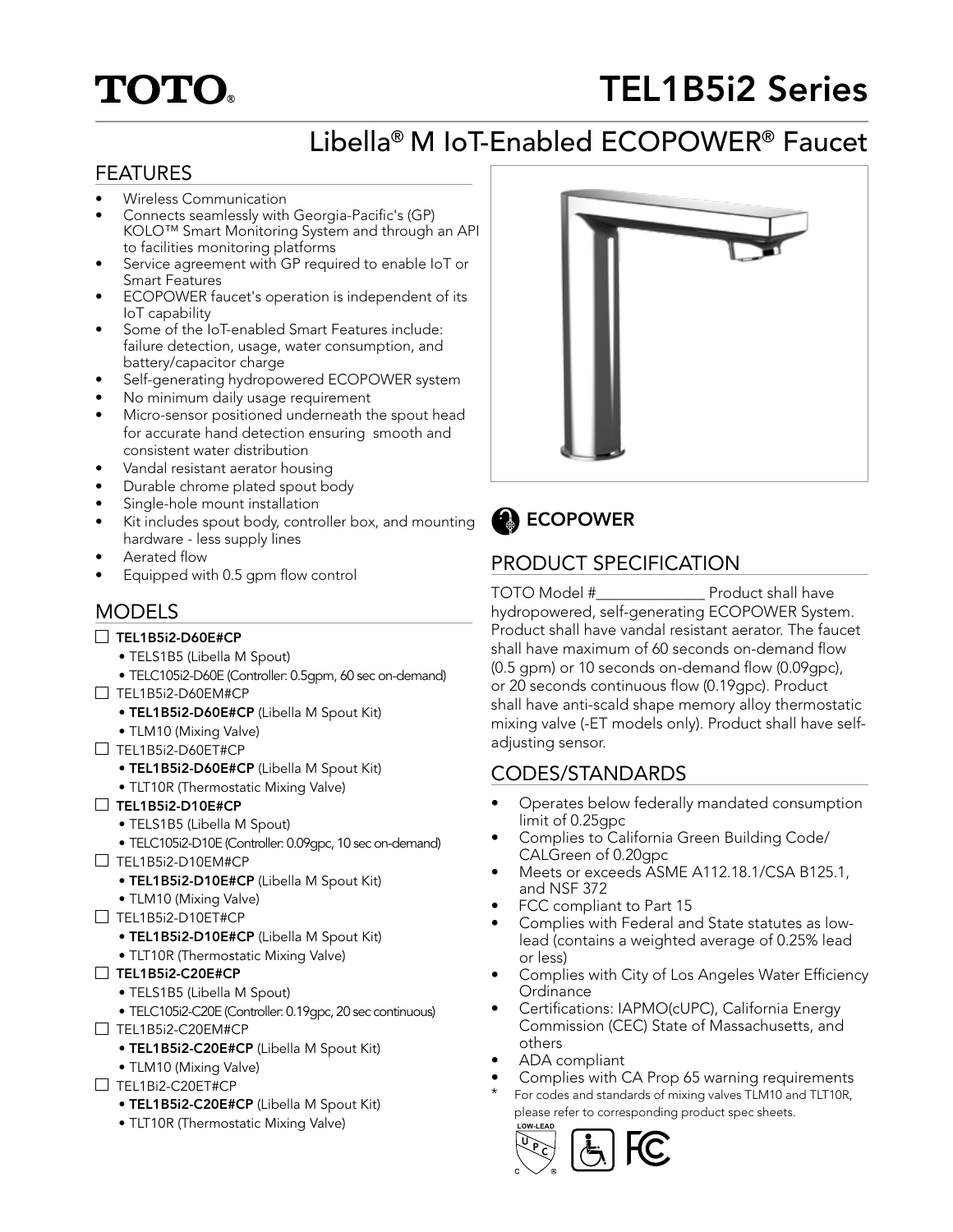# TOTO®

# TEL1B5i2 Series

## Libella® M IoT-Enabled ECOPOWER® Faucet

## FEATURES

- Wireless Communication
- Connects seamlessly with Georgia-Pacific's (GP) KOLO™ Smart Monitoring System and through an API to facilities monitoring platforms
- Service agreement with GP required to enable IoT or Smart Features
- ECOPOWER faucet's operation is independent of its IoT capability
- Some of the IoT-enabled Smart Features include: failure detection, usage, water consumption, and battery/capacitor charge
- Self-generating hydropowered ECOPOWER system
- No minimum daily usage requirement
- Micro-sensor positioned underneath the spout head for accurate hand detection ensuring smooth and consistent water distribution
- Vandal resistant aerator housing
- Durable chrome plated spout body
- Single-hole mount installation
- Kit includes spout body, controller box, and mounting hardware - less supply lines
- Aerated flow
- Equipped with 0.5 gpm flow control

## MODELS

- ☐ **TEL1B5i2-D60E#CP**
  - TELS1B5 (Libella M Spout)
  - TELC105i2-D60E (Controller: 0.5gpm, 60 sec on-demand)
- ☐ TEL1B5i2-D60EM#CP
  - **TEL1B5i2-D60E#CP** (Libella M Spout Kit)
  - TLM10 (Mixing Valve)
- ☐ TEL1B5i2-D60ET#CP
  - **TEL1B5i2-D60E#CP** (Libella M Spout Kit)
  - TLT10R (Thermostatic Mixing Valve)
- ☐ **TEL1B5i2-D10E#CP**
  - TELS1B5 (Libella M Spout)
  - TELC105i2-D10E (Controller: 0.09gpc, 10 sec on-demand)
- ☐ TEL1B5i2-D10EM#CP
  - **TEL1B5i2-D10E#CP** (Libella M Spout Kit)
  - TLM10 (Mixing Valve)
- ☐ TEL1B5i2-D10ET#CP
  - **TEL1B5i2-D10E#CP** (Libella M Spout Kit)
  - TLT10R (Thermostatic Mixing Valve)
- ☐ **TEL1B5i2-C20E#CP**
  - TELS1B5 (Libella M Spout)
  - TELC105i2-C20E (Controller: 0.19gpc, 20 sec continuous)
- ☐ TEL1B5i2-C20EM#CP
  - **TEL1B5i2-C20E#CP** (Libella M Spout Kit)
  - TLM10 (Mixing Valve)
- ☐ TEL1Bi2-C20ET#CP
  - **TEL1B5i2-C20E#CP** (Libella M Spout Kit)
  - TLT10R (Thermostatic Mixing Valve)

**ECOPOWER**

## PRODUCT SPECIFICATION

TOTO Model #______________ Product shall have hydropowered, self-generating ECOPOWER System. Product shall have vandal resistant aerator. The faucet shall have maximum of 60 seconds on-demand flow (0.5 gpm) or 10 seconds on-demand flow (0.09gpc), or 20 seconds continuous flow (0.19gpc). Product shall have anti-scald shape memory alloy thermostatic mixing valve (-ET models only). Product shall have self-adjusting sensor.

## CODES/STANDARDS

- Operates below federally mandated consumption limit of 0.25gpc
- Complies to California Green Building Code/ CALGreen of 0.20gpc
- Meets or exceeds ASME A112.18.1/CSA B125.1, and NSF 372
- FCC compliant to Part 15
- Complies with Federal and State statutes as low-lead (contains a weighted average of 0.25% lead or less)
- Complies with City of Los Angeles Water Efficiency Ordinance
- Certifications: IAPMO(cUPC), California Energy Commission (CEC) State of Massachusetts, and others
- ADA compliant
- Complies with CA Prop 65 warning requirements

* For codes and standards of mixing valves TLM10 and TLT10R, please refer to corresponding product spec sheets.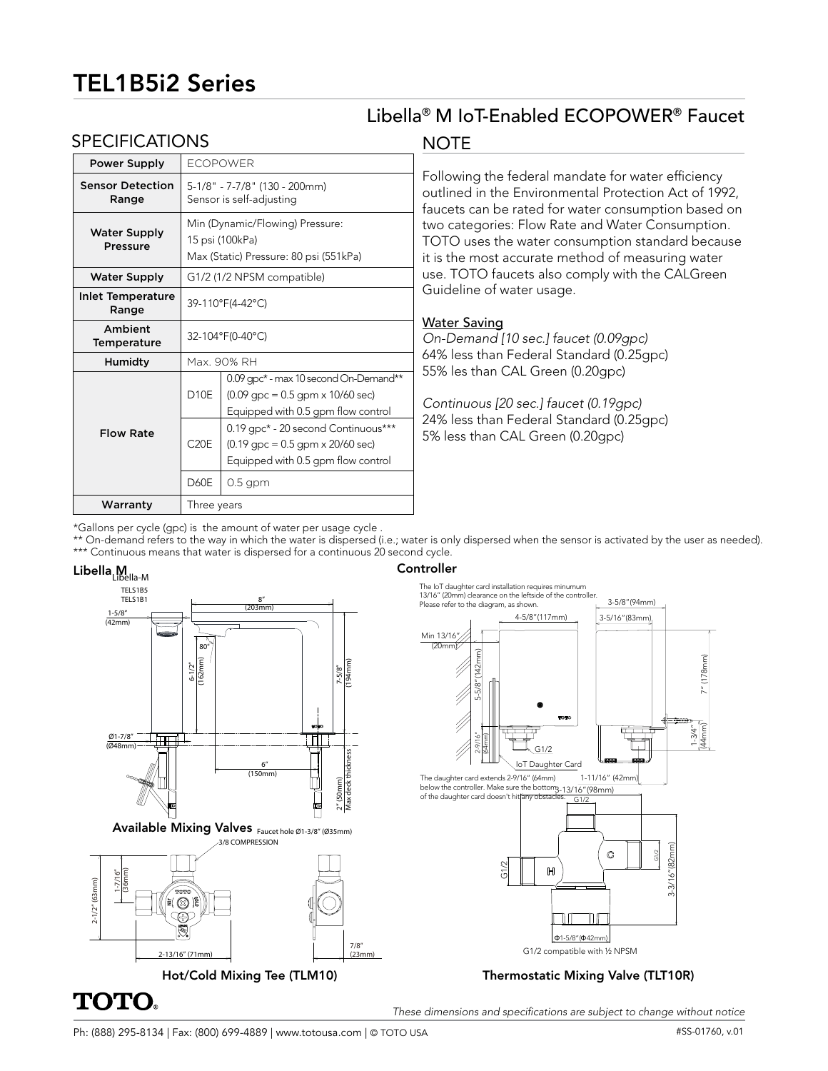# TEL1B5i2 Series

## Libella® M IoT-Enabled ECOPOWER® Faucet

## SPECIFICATIONS

| | | |
|---|---|---|
| **Power Supply** | ECOPOWER | |
| **Sensor Detection Range** | 5-1/8" - 7-7/8" (130 - 200mm) Sensor is self-adjusting | |
| **Water Supply Pressure** | Min (Dynamic/Flowing) Pressure: 15 psi (100kPa) Max (Static) Pressure: 80 psi (551kPa) | |
| **Water Supply** | G1/2 (1/2 NPSM compatible) | |
| **Inlet Temperature Range** | 39-110°F(4-42°C) | |
| **Ambient Temperature** | 32-104°F(0-40°C) | |
| **Humidty** | Max. 90% RH | |
| **Flow Rate** | D10E | 0.09 gpc* - max 10 second On-Demand** (0.09 gpc = 0.5 gpm x 10/60 sec) Equipped with 0.5 gpm flow control |
| | C20E | 0.19 gpc* - 20 second Continuous*** (0.19 gpc = 0.5 gpm x 20/60 sec) Equipped with 0.5 gpm flow control |
| | D60E | 0.5 gpm |
| **Warranty** | Three years | |

## NOTE

Following the federal mandate for water efficiency outlined in the Environmental Protection Act of 1992, faucets can be rated for water consumption based on two categories: Flow Rate and Water Consumption. TOTO uses the water consumption standard because it is the most accurate method of measuring water use. TOTO faucets also comply with the CALGreen Guideline of water usage.

Water Saving

*On-Demand [10 sec.] faucet (0.09gpc)*
64% less than Federal Standard (0.25gpc)
55% les than CAL Green (0.20gpc)

*Continuous [20 sec.] faucet (0.19gpc)*
24% less than Federal Standard (0.25gpc)
5% less than CAL Green (0.20gpc)

*Gallons per cycle (gpc) is the amount of water per usage cycle .
** On-demand refers to the way in which the water is dispersed (i.e.; water is only dispersed when the sensor is activated by the user as needed).
*** Continuous means that water is dispersed for a continuous 20 second cycle.

**Libella M**

Libella-M
TELS1B5
TELS1B1
8" (203mm)
1-5/8" (42mm)
80°
6-1/2" (162mm)
7-5/8" (194mm)
Ø1-7/8" (Ø48mm)
6" (150mm)
2" (50mm) Max deck thickness
Faucet hole Ø1-3/8" (Ø35mm)

**Available Mixing Valves**

3/8 COMPRESSION
1-7/16" (36mm)
2-1/2" (63mm)
2-13/16" (71mm)
7/8" (23mm)

**Hot/Cold Mixing Tee (TLM10)**

**Controller**

The IoT daughter card installation requires minumum 13/16" (20mm) clearance on the leftside of the controller. Please refer to the diagram, as shown.

3-5/8"(94mm)
4-5/8"(117mm)
3-5/16"(83mm)
Min 13/16" (20mm)
5-5/8"(142mm)
7" (178mm)
2-9/16" (64mm)
G1/2
IoT Daughter Card
1-3/4" (44mm)

The daughter card extends 2-9/16" (64mm) below the controller. Make sure the bottom of the daughter card doesn't hit any obstacles.

1-11/16" (42mm)
3-13/16"(98mm)
G1/2
G1/2
G1/2
3-3/16"(82mm)
Φ1-5/8"(Φ42mm)
G1/2 compatible with ½ NPSM

**Thermostatic Mixing Valve (TLT10R)**

TOTO®

*These dimensions and specifications are subject to change without notice*

Ph: (888) 295-8134 | Fax: (800) 699-4889 | www.totousa.com | © TOTO USA

#SS-01760, v.01